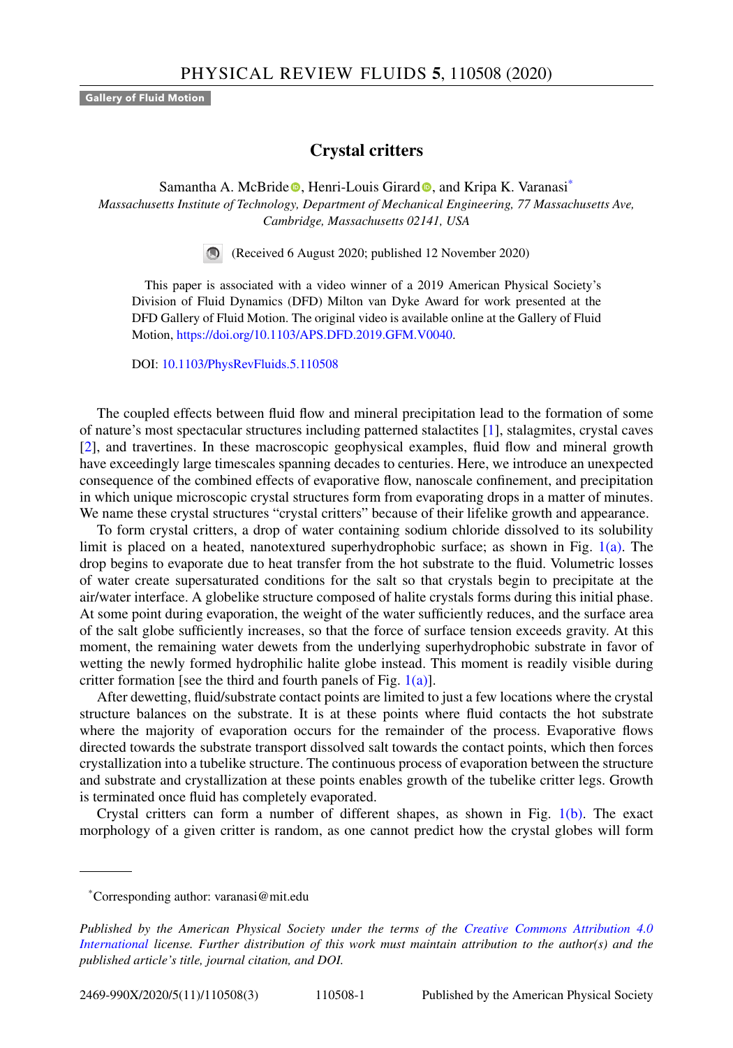Gallery of Fluid Motion

# Crystal critters

Samantha A. McBride, Henri-Louis Girard, and Kripa K. Varanasi[*]

*Massachusetts Institute of Technology, Department of Mechanical Engineering, 77 Massachusetts Ave, Cambridge, Massachusetts 02141, USA*

(Received 6 August 2020; published 12 November 2020)

This paper is associated with a video winner of a 2019 American Physical Society's Division of Fluid Dynamics (DFD) Milton van Dyke Award for work presented at the DFD Gallery of Fluid Motion. The original video is available online at the Gallery of Fluid Motion, https://doi.org/10.1103/APS.DFD.2019.GFM.V0040.

DOI: 10.1103/PhysRevFluids.5.110508

The coupled effects between fluid flow and mineral precipitation lead to the formation of some of nature's most spectacular structures including patterned stalactites [1], stalagmites, crystal caves [2], and travertines. In these macroscopic geophysical examples, fluid flow and mineral growth have exceedingly large timescales spanning decades to centuries. Here, we introduce an unexpected consequence of the combined effects of evaporative flow, nanoscale confinement, and precipitation in which unique microscopic crystal structures form from evaporating drops in a matter of minutes. We name these crystal structures "crystal critters" because of their lifelike growth and appearance.

To form crystal critters, a drop of water containing sodium chloride dissolved to its solubility limit is placed on a heated, nanotextured superhydrophobic surface; as shown in Fig. 1(a). The drop begins to evaporate due to heat transfer from the hot substrate to the fluid. Volumetric losses of water create supersaturated conditions for the salt so that crystals begin to precipitate at the air/water interface. A globelike structure composed of halite crystals forms during this initial phase. At some point during evaporation, the weight of the water sufficiently reduces, and the surface area of the salt globe sufficiently increases, so that the force of surface tension exceeds gravity. At this moment, the remaining water dewets from the underlying superhydrophobic substrate in favor of wetting the newly formed hydrophilic halite globe instead. This moment is readily visible during critter formation [see the third and fourth panels of Fig. 1(a)].

After dewetting, fluid/substrate contact points are limited to just a few locations where the crystal structure balances on the substrate. It is at these points where fluid contacts the hot substrate where the majority of evaporation occurs for the remainder of the process. Evaporative flows directed towards the substrate transport dissolved salt towards the contact points, which then forces crystallization into a tubelike structure. The continuous process of evaporation between the structure and substrate and crystallization at these points enables growth of the tubelike critter legs. Growth is terminated once fluid has completely evaporated.

Crystal critters can form a number of different shapes, as shown in Fig. 1(b). The exact morphology of a given critter is random, as one cannot predict how the crystal globes will form

[*]Corresponding author: varanasi@mit.edu

*Published by the American Physical Society under the terms of the Creative Commons Attribution 4.0 International license. Further distribution of this work must maintain attribution to the author(s) and the published article's title, journal citation, and DOI.*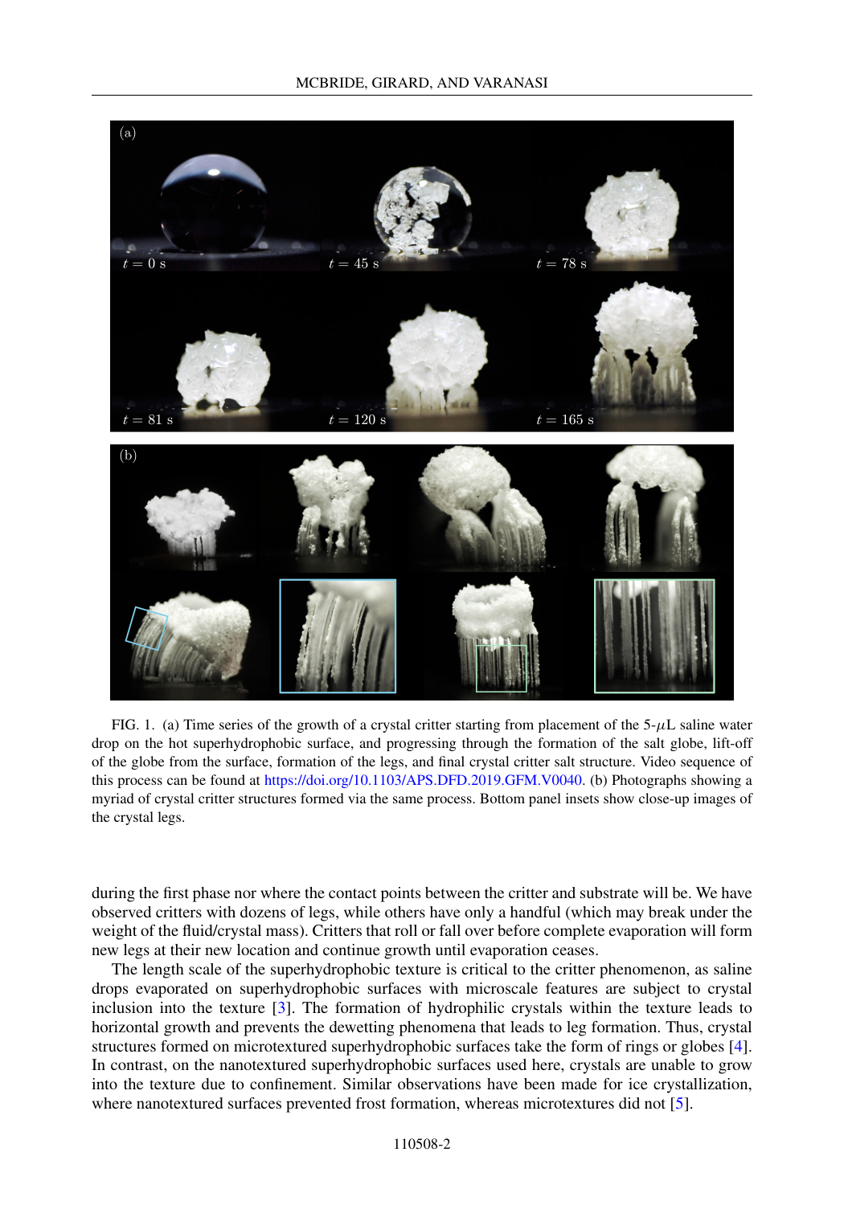FIG. 1. (a) Time series of the growth of a crystal critter starting from placement of the 5-$\mu$L saline water drop on the hot superhydrophobic surface, and progressing through the formation of the salt globe, lift-off of the globe from the surface, formation of the legs, and final crystal critter salt structure. Video sequence of this process can be found at https://doi.org/10.1103/APS.DFD.2019.GFM.V0040. (b) Photographs showing a myriad of crystal critter structures formed via the same process. Bottom panel insets show close-up images of the crystal legs.

during the first phase nor where the contact points between the critter and substrate will be. We have observed critters with dozens of legs, while others have only a handful (which may break under the weight of the fluid/crystal mass). Critters that roll or fall over before complete evaporation will form new legs at their new location and continue growth until evaporation ceases.

The length scale of the superhydrophobic texture is critical to the critter phenomenon, as saline drops evaporated on superhydrophobic surfaces with microscale features are subject to crystal inclusion into the texture [3]. The formation of hydrophilic crystals within the texture leads to horizontal growth and prevents the dewetting phenomena that leads to leg formation. Thus, crystal structures formed on microtextured superhydrophobic surfaces take the form of rings or globes [4]. In contrast, on the nanotextured superhydrophobic surfaces used here, crystals are unable to grow into the texture due to confinement. Similar observations have been made for ice crystallization, where nanotextured surfaces prevented frost formation, whereas microtextures did not [5].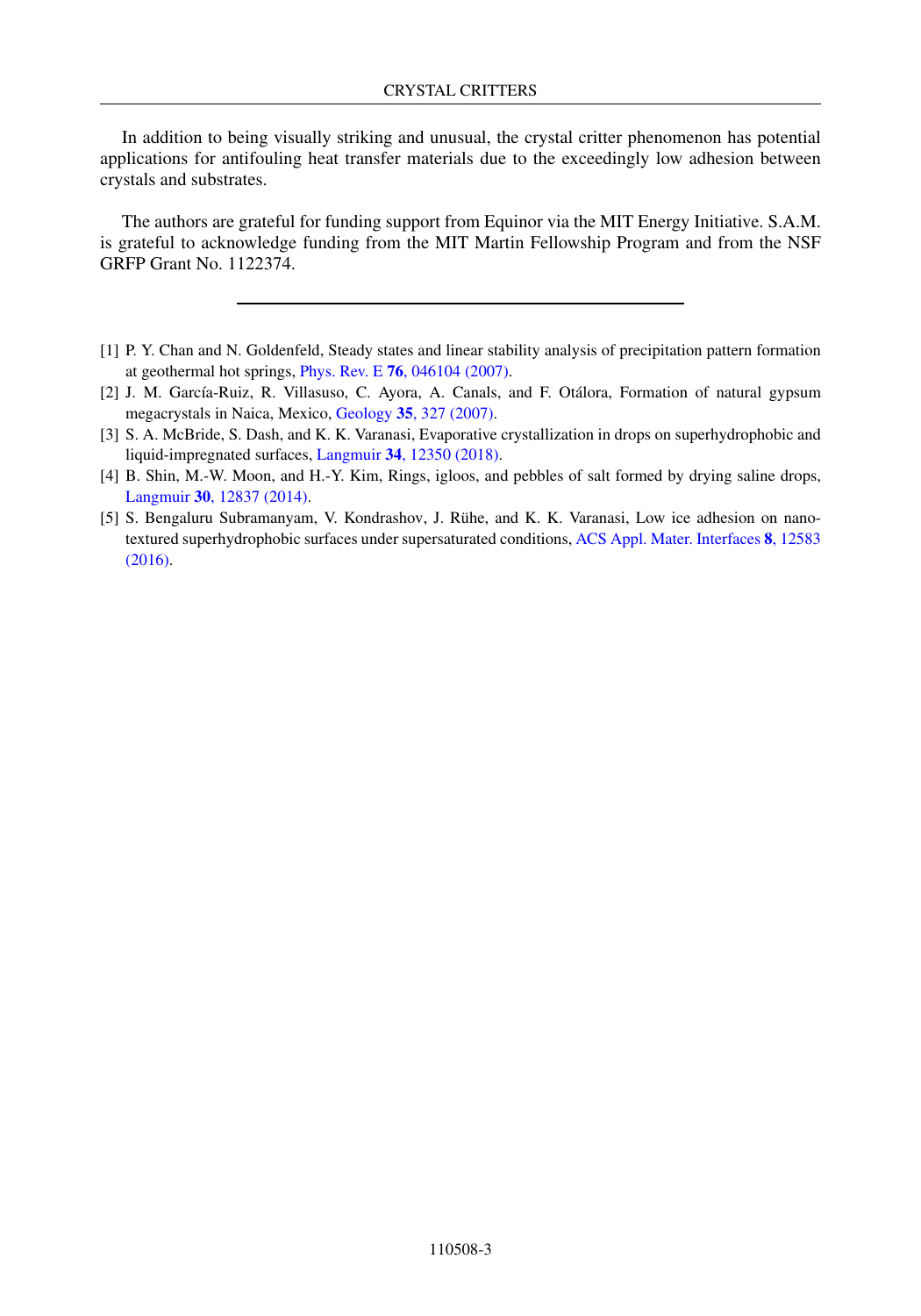In addition to being visually striking and unusual, the crystal critter phenomenon has potential applications for antifouling heat transfer materials due to the exceedingly low adhesion between crystals and substrates.

The authors are grateful for funding support from Equinor via the MIT Energy Initiative. S.A.M. is grateful to acknowledge funding from the MIT Martin Fellowship Program and from the NSF GRFP Grant No. 1122374.

---

[1] P. Y. Chan and N. Goldenfeld, Steady states and linear stability analysis of precipitation pattern formation at geothermal hot springs, Phys. Rev. E **76**, 046104 (2007).

[2] J. M. García-Ruiz, R. Villasuso, C. Ayora, A. Canals, and F. Otálora, Formation of natural gypsum megacrystals in Naica, Mexico, Geology **35**, 327 (2007).

[3] S. A. McBride, S. Dash, and K. K. Varanasi, Evaporative crystallization in drops on superhydrophobic and liquid-impregnated surfaces, Langmuir **34**, 12350 (2018).

[4] B. Shin, M.-W. Moon, and H.-Y. Kim, Rings, igloos, and pebbles of salt formed by drying saline drops, Langmuir **30**, 12837 (2014).

[5] S. Bengaluru Subramanyam, V. Kondrashov, J. Rühe, and K. K. Varanasi, Low ice adhesion on nano-textured superhydrophobic surfaces under supersaturated conditions, ACS Appl. Mater. Interfaces **8**, 12583 (2016).